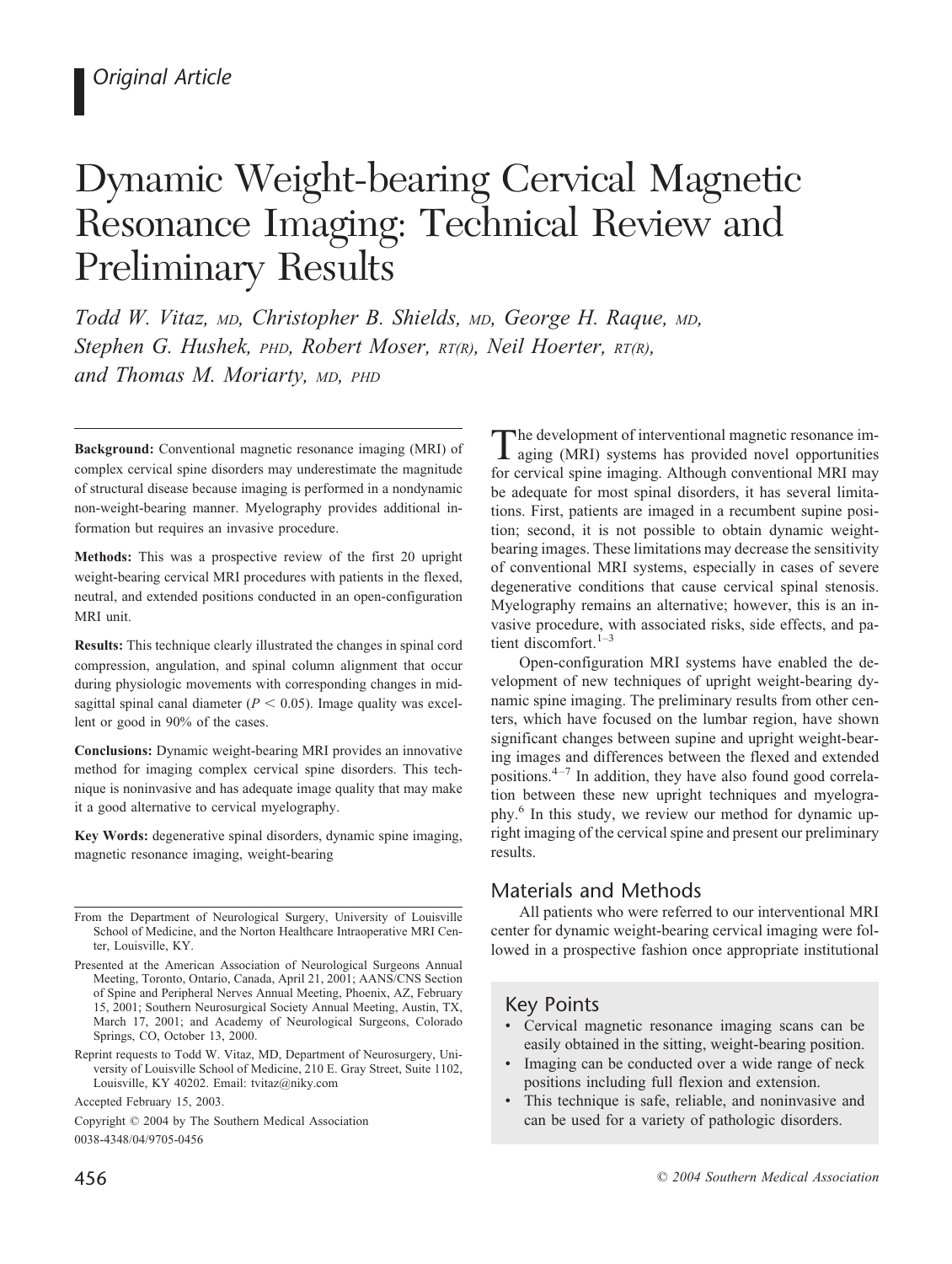*Original Article*

# Dynamic Weight-bearing Cervical Magnetic Resonance Imaging: Technical Review and Preliminary Results

*Todd W. Vitaz, MD, Christopher B. Shields, MD, George H. Raque, MD, Stephen G. Hushek, PHD, Robert Moser, RT(R), Neil Hoerter, RT(R), and Thomas M. Moriarty, MD, PHD*

**Background:** Conventional magnetic resonance imaging (MRI) of complex cervical spine disorders may underestimate the magnitude of structural disease because imaging is performed in a nondynamic non-weight-bearing manner. Myelography provides additional information but requires an invasive procedure.

**Methods:** This was a prospective review of the first 20 upright weight-bearing cervical MRI procedures with patients in the flexed, neutral, and extended positions conducted in an open-configuration MRI unit.

**Results:** This technique clearly illustrated the changes in spinal cord compression, angulation, and spinal column alignment that occur during physiologic movements with corresponding changes in midsagittal spinal canal diameter ($P < 0.05$). Image quality was excellent or good in 90% of the cases.

**Conclusions:** Dynamic weight-bearing MRI provides an innovative method for imaging complex cervical spine disorders. This technique is noninvasive and has adequate image quality that may make it a good alternative to cervical myelography.

**Key Words:** degenerative spinal disorders, dynamic spine imaging, magnetic resonance imaging, weight-bearing

From the Department of Neurological Surgery, University of Louisville School of Medicine, and the Norton Healthcare Intraoperative MRI Center, Louisville, KY.

Presented at the American Association of Neurological Surgeons Annual Meeting, Toronto, Ontario, Canada, April 21, 2001; AANS/CNS Section of Spine and Peripheral Nerves Annual Meeting, Phoenix, AZ, February 15, 2001; Southern Neurosurgical Society Annual Meeting, Austin, TX, March 17, 2001; and Academy of Neurological Surgeons, Colorado Springs, CO, October 13, 2000.

Reprint requests to Todd W. Vitaz, MD, Department of Neurosurgery, University of Louisville School of Medicine, 210 E. Gray Street, Suite 1102, Louisville, KY 40202. Email: tvitaz@niky.com

Accepted February 15, 2003.

Copyright © 2004 by The Southern Medical Association

0038-4348/04/9705-0456

The development of interventional magnetic resonance imaging (MRI) systems has provided novel opportunities for cervical spine imaging. Although conventional MRI may be adequate for most spinal disorders, it has several limitations. First, patients are imaged in a recumbent supine position; second, it is not possible to obtain dynamic weight-bearing images. These limitations may decrease the sensitivity of conventional MRI systems, especially in cases of severe degenerative conditions that cause cervical spinal stenosis. Myelography remains an alternative; however, this is an invasive procedure, with associated risks, side effects, and patient discomfort.[1–3]

Open-configuration MRI systems have enabled the development of new techniques of upright weight-bearing dynamic spine imaging. The preliminary results from other centers, which have focused on the lumbar region, have shown significant changes between supine and upright weight-bearing images and differences between the flexed and extended positions.[4–7] In addition, they have also found good correlation between these new upright techniques and myelography.[6] In this study, we review our method for dynamic upright imaging of the cervical spine and present our preliminary results.

## Materials and Methods

All patients who were referred to our interventional MRI center for dynamic weight-bearing cervical imaging were followed in a prospective fashion once appropriate institutional

### Key Points

- Cervical magnetic resonance imaging scans can be easily obtained in the sitting, weight-bearing position.
- Imaging can be conducted over a wide range of neck positions including full flexion and extension.
- This technique is safe, reliable, and noninvasive and can be used for a variety of pathologic disorders.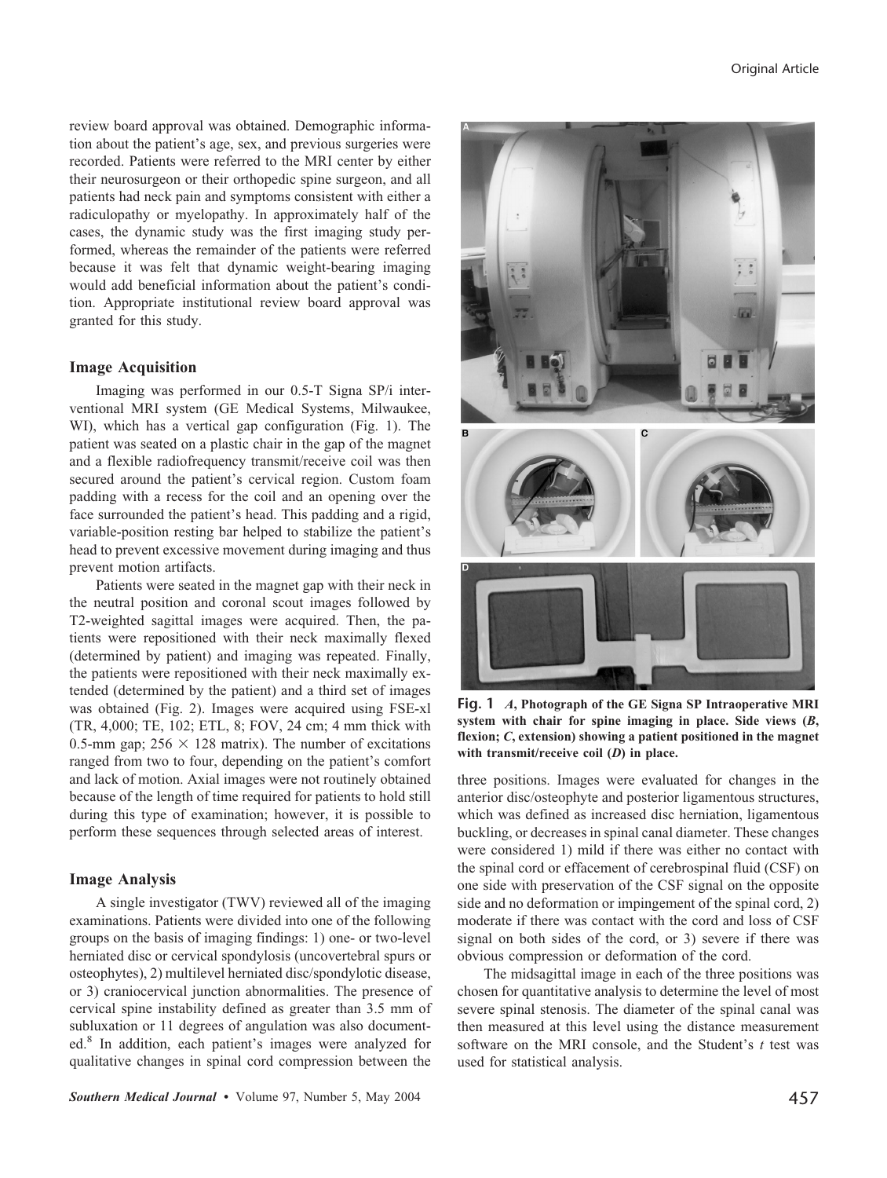review board approval was obtained. Demographic information about the patient's age, sex, and previous surgeries were recorded. Patients were referred to the MRI center by either their neurosurgeon or their orthopedic spine surgeon, and all patients had neck pain and symptoms consistent with either a radiculopathy or myelopathy. In approximately half of the cases, the dynamic study was the first imaging study performed, whereas the remainder of the patients were referred because it was felt that dynamic weight-bearing imaging would add beneficial information about the patient's condition. Appropriate institutional review board approval was granted for this study.

### Image Acquisition

Imaging was performed in our 0.5-T Signa SP/i interventional MRI system (GE Medical Systems, Milwaukee, WI), which has a vertical gap configuration (Fig. 1). The patient was seated on a plastic chair in the gap of the magnet and a flexible radiofrequency transmit/receive coil was then secured around the patient's cervical region. Custom foam padding with a recess for the coil and an opening over the face surrounded the patient's head. This padding and a rigid, variable-position resting bar helped to stabilize the patient's head to prevent excessive movement during imaging and thus prevent motion artifacts.

Patients were seated in the magnet gap with their neck in the neutral position and coronal scout images followed by T2-weighted sagittal images were acquired. Then, the patients were repositioned with their neck maximally flexed (determined by patient) and imaging was repeated. Finally, the patients were repositioned with their neck maximally extended (determined by the patient) and a third set of images was obtained (Fig. 2). Images were acquired using FSE-xl (TR, 4,000; TE, 102; ETL, 8; FOV, 24 cm; 4 mm thick with 0.5-mm gap; $256 \times 128$ matrix). The number of excitations ranged from two to four, depending on the patient's comfort and lack of motion. Axial images were not routinely obtained because of the length of time required for patients to hold still during this type of examination; however, it is possible to perform these sequences through selected areas of interest.

**Fig. 1** *A*, **Photograph of the GE Signa SP Intraoperative MRI system with chair for spine imaging in place. Side views (*B*, flexion; *C*, extension) showing a patient positioned in the magnet with transmit/receive coil (*D*) in place.**

### Image Analysis

A single investigator (TWV) reviewed all of the imaging examinations. Patients were divided into one of the following groups on the basis of imaging findings: 1) one- or two-level herniated disc or cervical spondylosis (uncovertebral spurs or osteophytes), 2) multilevel herniated disc/spondylotic disease, or 3) craniocervical junction abnormalities. The presence of cervical spine instability defined as greater than 3.5 mm of subluxation or 11 degrees of angulation was also documented.[8] In addition, each patient's images were analyzed for qualitative changes in spinal cord compression between the three positions. Images were evaluated for changes in the anterior disc/osteophyte and posterior ligamentous structures, which was defined as increased disc herniation, ligamentous buckling, or decreases in spinal canal diameter. These changes were considered 1) mild if there was either no contact with the spinal cord or effacement of cerebrospinal fluid (CSF) on one side with preservation of the CSF signal on the opposite side and no deformation or impingement of the spinal cord, 2) moderate if there was contact with the cord and loss of CSF signal on both sides of the cord, or 3) severe if there was obvious compression or deformation of the cord.

The midsagittal image in each of the three positions was chosen for quantitative analysis to determine the level of most severe spinal stenosis. The diameter of the spinal canal was then measured at this level using the distance measurement software on the MRI console, and the Student's *t* test was used for statistical analysis.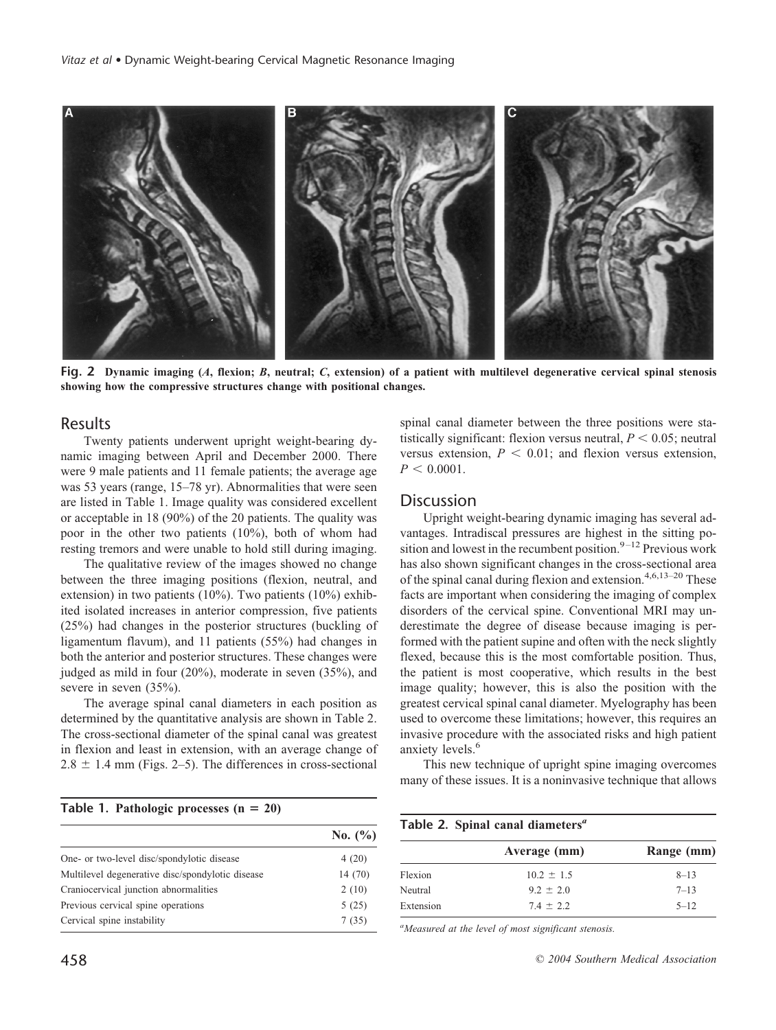**Fig. 2** **Dynamic imaging (*A*, flexion; *B*, neutral; *C*, extension) of a patient with multilevel degenerative cervical spinal stenosis showing how the compressive structures change with positional changes.**

## Results

Twenty patients underwent upright weight-bearing dynamic imaging between April and December 2000. There were 9 male patients and 11 female patients; the average age was 53 years (range, 15–78 yr). Abnormalities that were seen are listed in Table 1. Image quality was considered excellent or acceptable in 18 (90%) of the 20 patients. The quality was poor in the other two patients (10%), both of whom had resting tremors and were unable to hold still during imaging.

The qualitative review of the images showed no change between the three imaging positions (flexion, neutral, and extension) in two patients (10%). Two patients (10%) exhibited isolated increases in anterior compression, five patients (25%) had changes in the posterior structures (buckling of ligamentum flavum), and 11 patients (55%) had changes in both the anterior and posterior structures. These changes were judged as mild in four (20%), moderate in seven (35%), and severe in seven (35%).

The average spinal canal diameters in each position as determined by the quantitative analysis are shown in Table 2. The cross-sectional diameter of the spinal canal was greatest in flexion and least in extension, with an average change of $2.8 \pm 1.4$ mm (Figs. 2–5). The differences in cross-sectional spinal canal diameter between the three positions were statistically significant: flexion versus neutral, $P < 0.05$; neutral versus extension, $P < 0.01$; and flexion versus extension, $P < 0.0001$.

**Table 1. Pathologic processes (n = 20)**

| | No. (%) |
|---|---|
| One- or two-level disc/spondylotic disease | 4 (20) |
| Multilevel degenerative disc/spondylotic disease | 14 (70) |
| Craniocervical junction abnormalities | 2 (10) |
| Previous cervical spine operations | 5 (25) |
| Cervical spine instability | 7 (35) |

## Discussion

Upright weight-bearing dynamic imaging has several advantages. Intradiscal pressures are highest in the sitting position and lowest in the recumbent position.[9–12] Previous work has also shown significant changes in the cross-sectional area of the spinal canal during flexion and extension.[4,6,13–20] These facts are important when considering the imaging of complex disorders of the cervical spine. Conventional MRI may underestimate the degree of disease because imaging is performed with the patient supine and often with the neck slightly flexed, because this is the most comfortable position. Thus, the patient is most cooperative, which results in the best image quality; however, this is also the position with the greatest cervical spinal canal diameter. Myelography has been used to overcome these limitations; however, this requires an invasive procedure with the associated risks and high patient anxiety levels.[6]

This new technique of upright spine imaging overcomes many of these issues. It is a noninvasive technique that allows

**Table 2. Spinal canal diameters[a]**

| | Average (mm) | Range (mm) |
|---|---|---|
| Flexion | $10.2 \pm 1.5$ | 8–13 |
| Neutral | $9.2 \pm 2.0$ | 7–13 |
| Extension | $7.4 \pm 2.2$ | 5–12 |

[a] *Measured at the level of most significant stenosis.*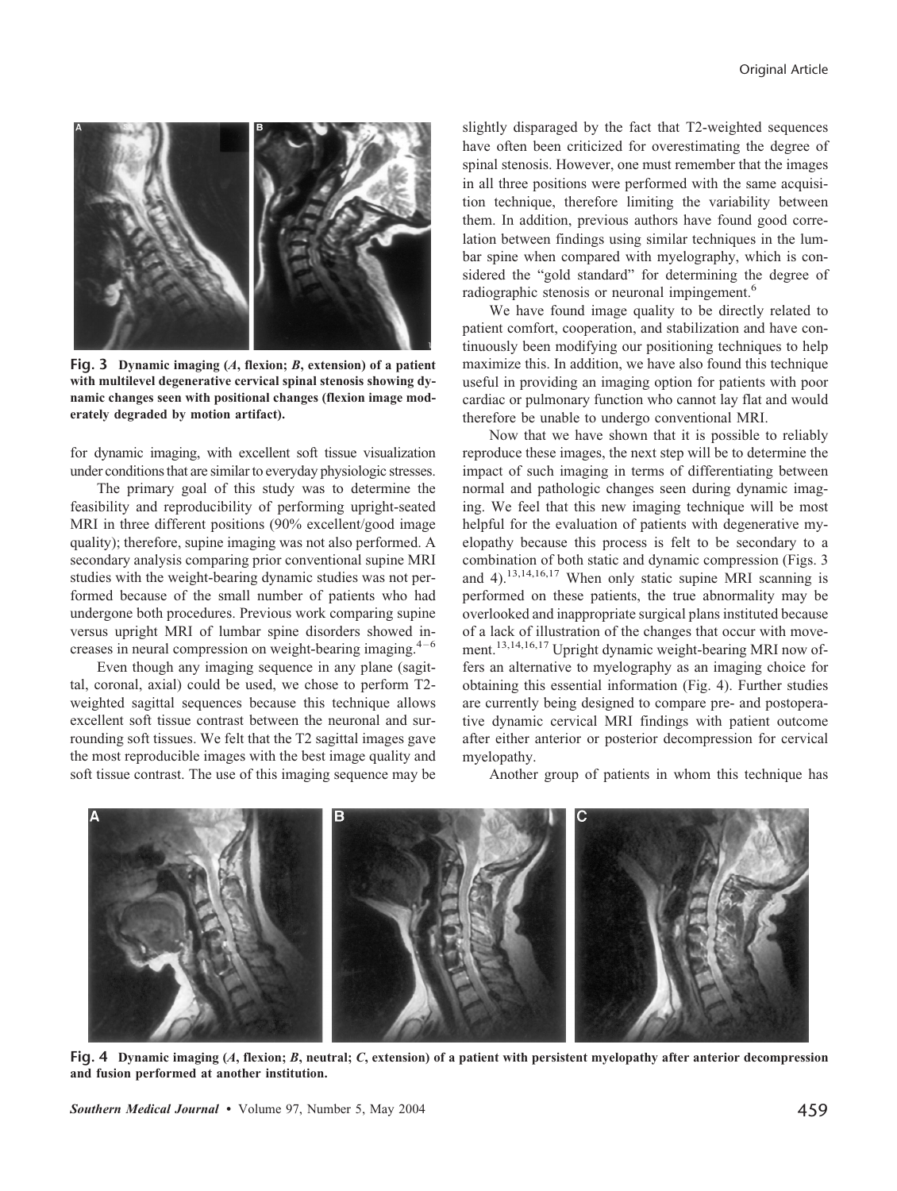**Fig. 3** **Dynamic imaging (*A*, flexion; *B*, extension) of a patient with multilevel degenerative cervical spinal stenosis showing dynamic changes seen with positional changes (flexion image moderately degraded by motion artifact).**

for dynamic imaging, with excellent soft tissue visualization under conditions that are similar to everyday physiologic stresses.

The primary goal of this study was to determine the feasibility and reproducibility of performing upright-seated MRI in three different positions (90% excellent/good image quality); therefore, supine imaging was not also performed. A secondary analysis comparing prior conventional supine MRI studies with the weight-bearing dynamic studies was not performed because of the small number of patients who had undergone both procedures. Previous work comparing supine versus upright MRI of lumbar spine disorders showed increases in neural compression on weight-bearing imaging.[4–6]

Even though any imaging sequence in any plane (sagittal, coronal, axial) could be used, we chose to perform T2-weighted sagittal sequences because this technique allows excellent soft tissue contrast between the neuronal and surrounding soft tissues. We felt that the T2 sagittal images gave the most reproducible images with the best image quality and soft tissue contrast. The use of this imaging sequence may be slightly disparaged by the fact that T2-weighted sequences have often been criticized for overestimating the degree of spinal stenosis. However, one must remember that the images in all three positions were performed with the same acquisition technique, therefore limiting the variability between them. In addition, previous authors have found good correlation between findings using similar techniques in the lumbar spine when compared with myelography, which is considered the "gold standard" for determining the degree of radiographic stenosis or neuronal impingement.[6]

We have found image quality to be directly related to patient comfort, cooperation, and stabilization and have continuously been modifying our positioning techniques to help maximize this. In addition, we have also found this technique useful in providing an imaging option for patients with poor cardiac or pulmonary function who cannot lay flat and would therefore be unable to undergo conventional MRI.

Now that we have shown that it is possible to reliably reproduce these images, the next step will be to determine the impact of such imaging in terms of differentiating between normal and pathologic changes seen during dynamic imaging. We feel that this new imaging technique will be most helpful for the evaluation of patients with degenerative myelopathy because this process is felt to be secondary to a combination of both static and dynamic compression (Figs. 3 and 4).[13,14,16,17] When only static supine MRI scanning is performed on these patients, the true abnormality may be overlooked and inappropriate surgical plans instituted because of a lack of illustration of the changes that occur with movement.[13,14,16,17] Upright dynamic weight-bearing MRI now offers an alternative to myelography as an imaging choice for obtaining this essential information (Fig. 4). Further studies are currently being designed to compare pre- and postoperative dynamic cervical MRI findings with patient outcome after either anterior or posterior decompression for cervical myelopathy.

Another group of patients in whom this technique has

**Fig. 4** **Dynamic imaging (*A*, flexion; *B*, neutral; *C*, extension) of a patient with persistent myelopathy after anterior decompression and fusion performed at another institution.**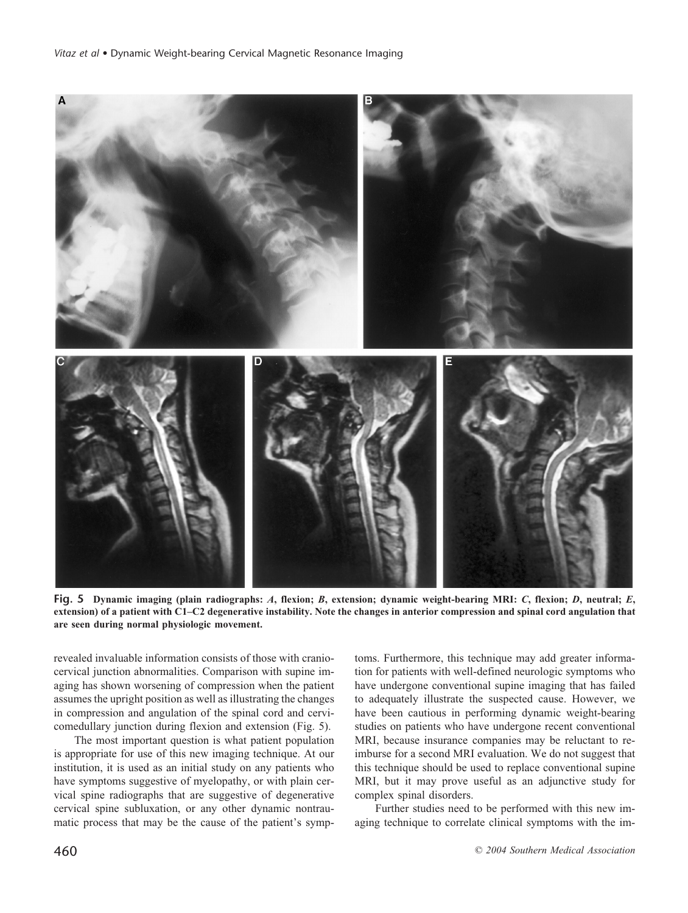**Fig. 5** **Dynamic imaging (plain radiographs: *A*, flexion; *B*, extension; dynamic weight-bearing MRI: *C*, flexion; *D*, neutral; *E*, extension) of a patient with C1–C2 degenerative instability. Note the changes in anterior compression and spinal cord angulation that are seen during normal physiologic movement.**

revealed invaluable information consists of those with craniocervical junction abnormalities. Comparison with supine imaging has shown worsening of compression when the patient assumes the upright position as well as illustrating the changes in compression and angulation of the spinal cord and cervicomedullary junction during flexion and extension (Fig. 5).

The most important question is what patient population is appropriate for use of this new imaging technique. At our institution, it is used as an initial study on any patients who have symptoms suggestive of myelopathy, or with plain cervical spine radiographs that are suggestive of degenerative cervical spine subluxation, or any other dynamic nontraumatic process that may be the cause of the patient's symptoms. Furthermore, this technique may add greater information for patients with well-defined neurologic symptoms who have undergone conventional supine imaging that has failed to adequately illustrate the suspected cause. However, we have been cautious in performing dynamic weight-bearing studies on patients who have undergone recent conventional MRI, because insurance companies may be reluctant to reimburse for a second MRI evaluation. We do not suggest that this technique should be used to replace conventional supine MRI, but it may prove useful as an adjunctive study for complex spinal disorders.

Further studies need to be performed with this new imaging technique to correlate clinical symptoms with the im-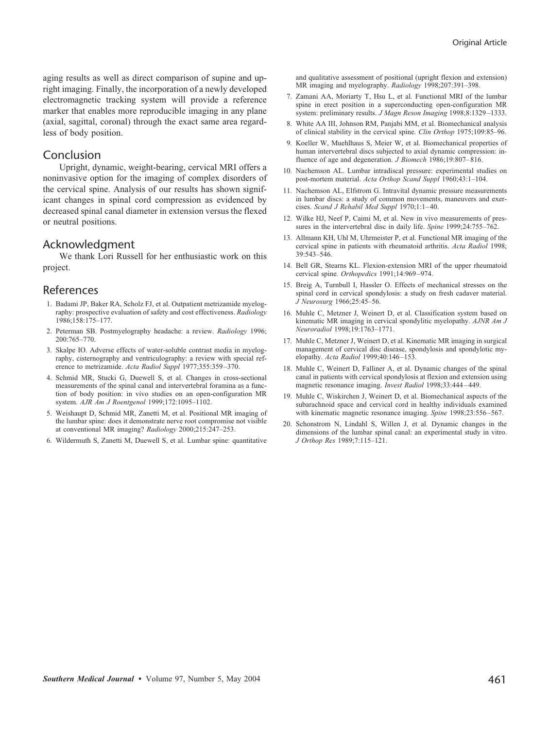aging results as well as direct comparison of supine and upright imaging. Finally, the incorporation of a newly developed electromagnetic tracking system will provide a reference marker that enables more reproducible imaging in any plane (axial, sagittal, coronal) through the exact same area regardless of body position.

## Conclusion

Upright, dynamic, weight-bearing, cervical MRI offers a noninvasive option for the imaging of complex disorders of the cervical spine. Analysis of our results has shown significant changes in spinal cord compression as evidenced by decreased spinal canal diameter in extension versus the flexed or neutral positions.

## Acknowledgment

We thank Lori Russell for her enthusiastic work on this project.

## References

1. Badami JP, Baker RA, Scholz FJ, et al. Outpatient metrizamide myelography: prospective evaluation of safety and cost effectiveness. *Radiology* 1986;158:175–177.
2. Peterman SB. Postmyelography headache: a review. *Radiology* 1996; 200:765–770.
3. Skalpe IO. Adverse effects of water-soluble contrast media in myelography, cisternography and ventriculography: a review with special reference to metrizamide. *Acta Radiol Suppl* 1977;355:359–370.
4. Schmid MR, Stucki G, Duewell S, et al. Changes in cross-sectional measurements of the spinal canal and intervertebral foramina as a function of body position: in vivo studies on an open-configuration MR system. *AJR Am J Roentgenol* 1999;172:1095–1102.
5. Weishaupt D, Schmid MR, Zanetti M, et al. Positional MR imaging of the lumbar spine: does it demonstrate nerve root compromise not visible at conventional MR imaging? *Radiology* 2000;215:247–253.
6. Wildermuth S, Zanetti M, Duewell S, et al. Lumbar spine: quantitative and qualitative assessment of positional (upright flexion and extension) MR imaging and myelography. *Radiology* 1998;207:391–398.
7. Zamani AA, Moriarty T, Hsu L, et al. Functional MRI of the lumbar spine in erect position in a superconducting open-configuration MR system: preliminary results. *J Magn Reson Imaging* 1998;8:1329–1333.
8. White AA III, Johnson RM, Panjabi MM, et al. Biomechanical analysis of clinical stability in the cervical spine. *Clin Orthop* 1975;109:85–96.
9. Koeller W, Muehlhaus S, Meier W, et al. Biomechanical properties of human intervertebral discs subjected to axial dynamic compression: influence of age and degeneration. *J Biomech* 1986;19:807–816.
10. Nachemson AL. Lumbar intradiscal pressure: experimental studies on post-mortem material. *Acta Orthop Scand Suppl* 1960;43:1–104.
11. Nachemson AL, Elfstrom G. Intravital dynamic pressure measurements in lumbar discs: a study of common movements, maneuvers and exercises. *Scand J Rehabil Med Suppl* 1970;1:1–40.
12. Wilke HJ, Neef P, Caimi M, et al. New in vivo measurements of pressures in the intervertebral disc in daily life. *Spine* 1999;24:755–762.
13. Allmann KH, Uhl M, Uhrmeister P, et al. Functional MR imaging of the cervical spine in patients with rheumatoid arthritis. *Acta Radiol* 1998; 39:543–546.
14. Bell GR, Stearns KL. Flexion-extension MRI of the upper rheumatoid cervical spine. *Orthopedics* 1991;14:969–974.
15. Breig A, Turnbull I, Hassler O. Effects of mechanical stresses on the spinal cord in cervical spondylosis: a study on fresh cadaver material. *J Neurosurg* 1966;25:45–56.
16. Muhle C, Metzner J, Weinert D, et al. Classification system based on kinematic MR imaging in cervical spondylitic myelopathy. *AJNR Am J Neuroradiol* 1998;19:1763–1771.
17. Muhle C, Metzner J, Weinert D, et al. Kinematic MR imaging in surgical management of cervical disc disease, spondylosis and spondylotic myelopathy. *Acta Radiol* 1999;40:146–153.
18. Muhle C, Weinert D, Falliner A, et al. Dynamic changes of the spinal canal in patients with cervical spondylosis at flexion and extension using magnetic resonance imaging. *Invest Radiol* 1998;33:444–449.
19. Muhle C, Wiskirchen J, Weinert D, et al. Biomechanical aspects of the subarachnoid space and cervical cord in healthy individuals examined with kinematic magnetic resonance imaging. *Spine* 1998;23:556–567.
20. Schonstrom N, Lindahl S, Willen J, et al. Dynamic changes in the dimensions of the lumbar spinal canal: an experimental study in vitro. *J Orthop Res* 1989;7:115–121.